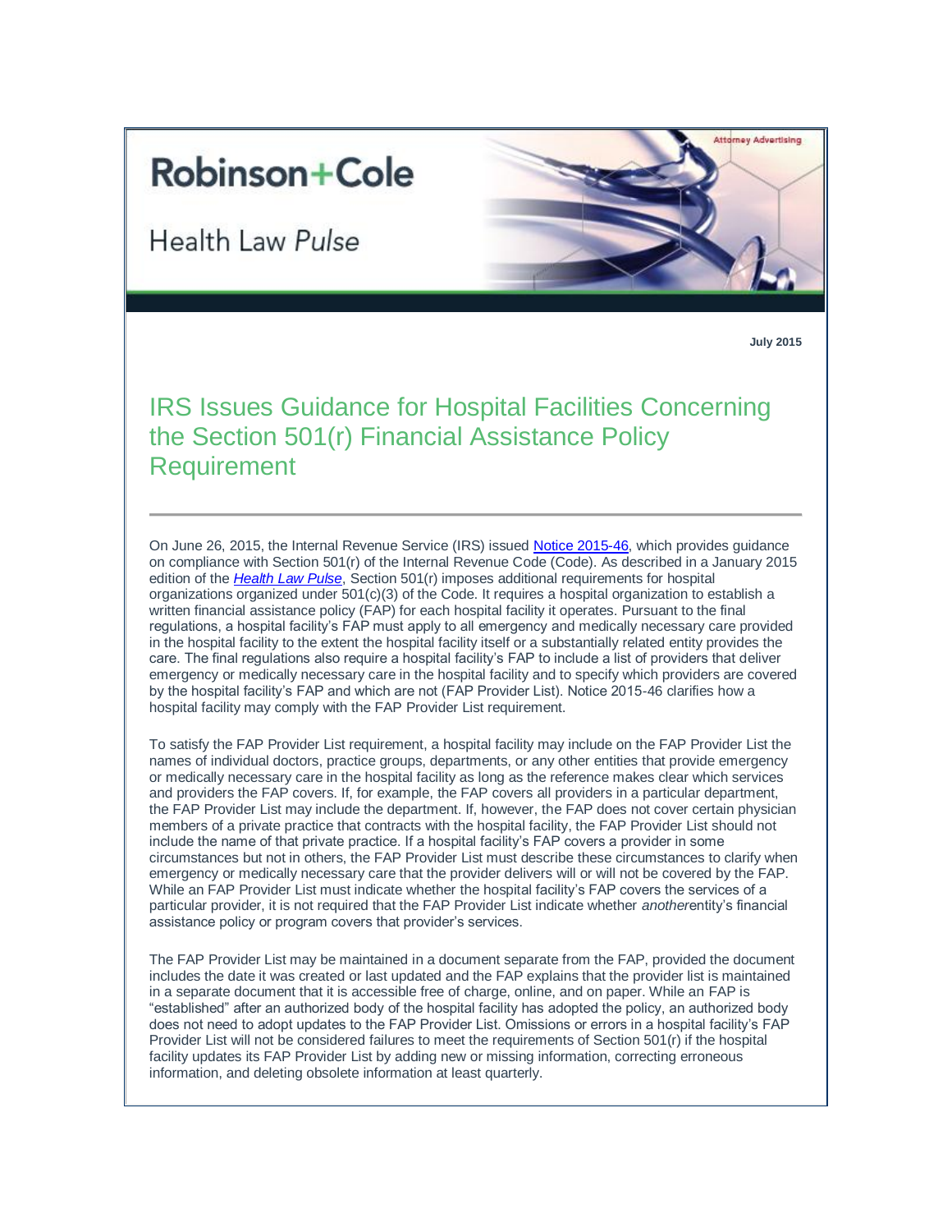Robinson+Cole

Health Law *Pulse*

Attorney Advertising

**July 2015**

# IRS Issues Guidance for Hospital Facilities Concerning the Section 501(r) Financial Assistance Policy Requirement

On June 26, 2015, the Internal Revenue Service (IRS) issued Notice 2015-46, which provides guidance on compliance with Section 501(r) of the Internal Revenue Code (Code). As described in a January 2015 edition of the *Health Law Pulse*, Section 501(r) imposes additional requirements for hospital organizations organized under 501(c)(3) of the Code. It requires a hospital organization to establish a written financial assistance policy (FAP) for each hospital facility it operates. Pursuant to the final regulations, a hospital facility's FAP must apply to all emergency and medically necessary care provided in the hospital facility to the extent the hospital facility itself or a substantially related entity provides the care. The final regulations also require a hospital facility's FAP to include a list of providers that deliver emergency or medically necessary care in the hospital facility and to specify which providers are covered by the hospital facility's FAP and which are not (FAP Provider List). Notice 2015-46 clarifies how a hospital facility may comply with the FAP Provider List requirement.

To satisfy the FAP Provider List requirement, a hospital facility may include on the FAP Provider List the names of individual doctors, practice groups, departments, or any other entities that provide emergency or medically necessary care in the hospital facility as long as the reference makes clear which services and providers the FAP covers. If, for example, the FAP covers all providers in a particular department, the FAP Provider List may include the department. If, however, the FAP does not cover certain physician members of a private practice that contracts with the hospital facility, the FAP Provider List should not include the name of that private practice. If a hospital facility's FAP covers a provider in some circumstances but not in others, the FAP Provider List must describe these circumstances to clarify when emergency or medically necessary care that the provider delivers will or will not be covered by the FAP. While an FAP Provider List must indicate whether the hospital facility's FAP covers the services of a particular provider, it is not required that the FAP Provider List indicate whether *another*entity's financial assistance policy or program covers that provider's services.

The FAP Provider List may be maintained in a document separate from the FAP, provided the document includes the date it was created or last updated and the FAP explains that the provider list is maintained in a separate document that it is accessible free of charge, online, and on paper. While an FAP is "established" after an authorized body of the hospital facility has adopted the policy, an authorized body does not need to adopt updates to the FAP Provider List. Omissions or errors in a hospital facility's FAP Provider List will not be considered failures to meet the requirements of Section 501(r) if the hospital facility updates its FAP Provider List by adding new or missing information, correcting erroneous information, and deleting obsolete information at least quarterly.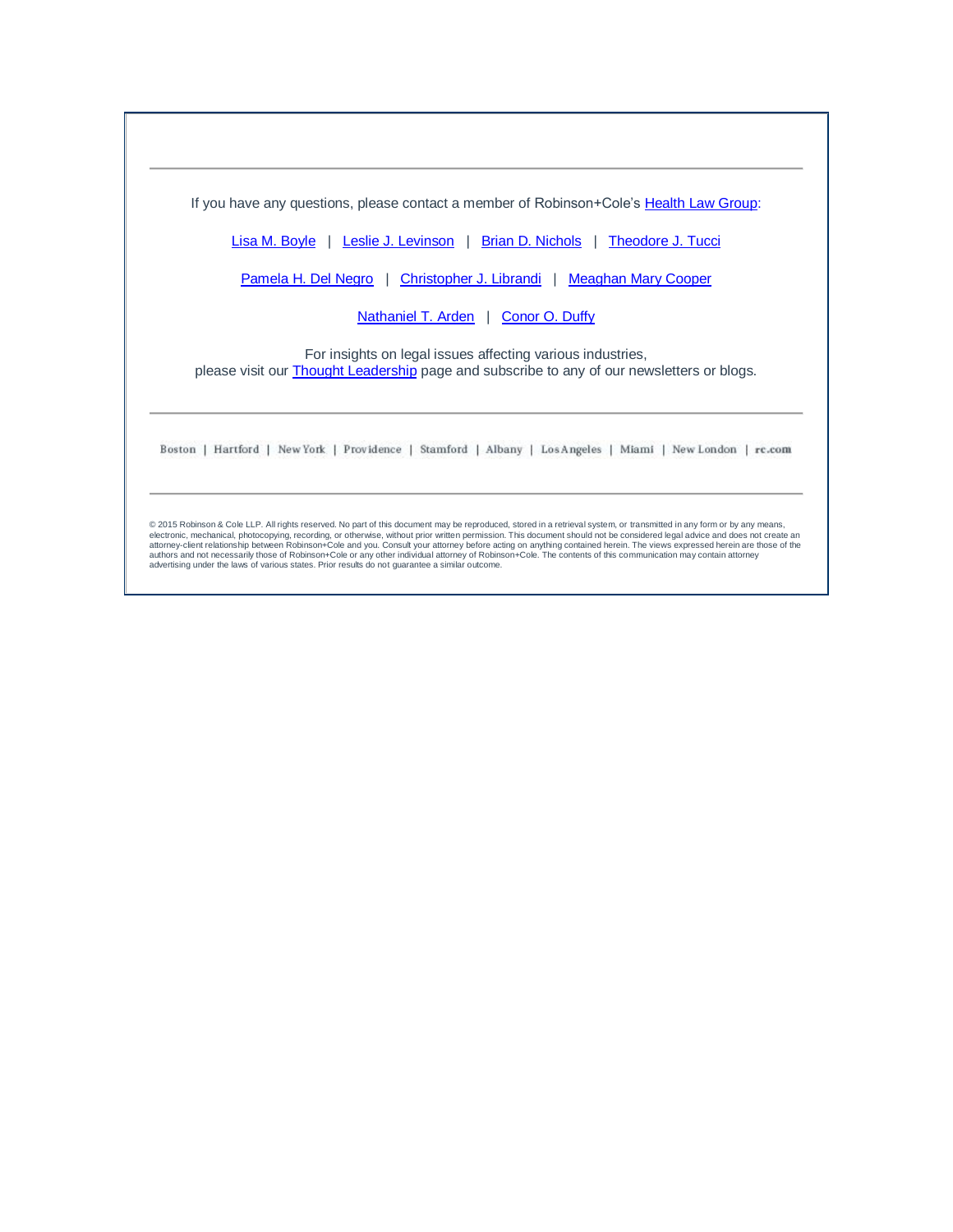If you have any questions, please contact a member of Robinson+Cole's Health Law Group:

Lisa M. Boyle | Leslie J. Levinson | Brian D. Nichols | Theodore J. Tucci

Pamela H. Del Negro | Christopher J. Librandi | Meaghan Mary Cooper

Nathaniel T. Arden | Conor O. Duffy

For insights on legal issues affecting various industries,
please visit our Thought Leadership page and subscribe to any of our newsletters or blogs.

---

Boston | Hartford | New York | Providence | Stamford | Albany | Los Angeles | Miami | New London | rc.com

---

© 2015 Robinson & Cole LLP. All rights reserved. No part of this document may be reproduced, stored in a retrieval system, or transmitted in any form or by any means, electronic, mechanical, photocopying, recording, or otherwise, without prior written permission. This document should not be considered legal advice and does not create an attorney-client relationship between Robinson+Cole and you. Consult your attorney before acting on anything contained herein. The views expressed herein are those of the authors and not necessarily those of Robinson+Cole or any other individual attorney of Robinson+Cole. The contents of this communication may contain attorney advertising under the laws of various states. Prior results do not guarantee a similar outcome.